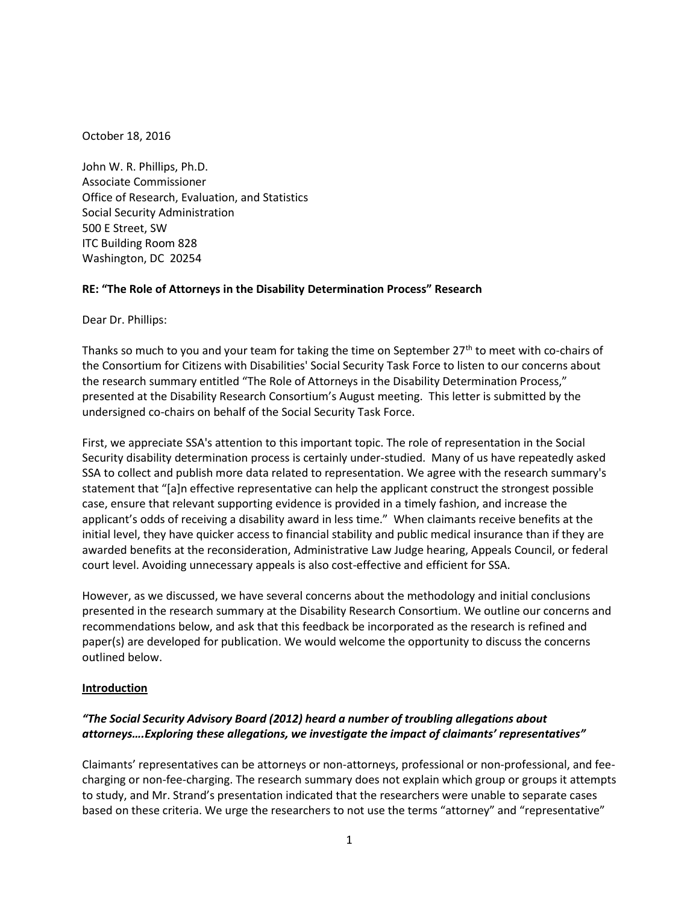October 18, 2016

John W. R. Phillips, Ph.D.
Associate Commissioner
Office of Research, Evaluation, and Statistics
Social Security Administration
500 E Street, SW
ITC Building Room 828
Washington, DC 20254

**RE: "The Role of Attorneys in the Disability Determination Process" Research**

Dear Dr. Phillips:

Thanks so much to you and your team for taking the time on September 27th to meet with co-chairs of the Consortium for Citizens with Disabilities' Social Security Task Force to listen to our concerns about the research summary entitled "The Role of Attorneys in the Disability Determination Process," presented at the Disability Research Consortium's August meeting. This letter is submitted by the undersigned co-chairs on behalf of the Social Security Task Force.

First, we appreciate SSA's attention to this important topic. The role of representation in the Social Security disability determination process is certainly under-studied. Many of us have repeatedly asked SSA to collect and publish more data related to representation. We agree with the research summary's statement that "[a]n effective representative can help the applicant construct the strongest possible case, ensure that relevant supporting evidence is provided in a timely fashion, and increase the applicant's odds of receiving a disability award in less time." When claimants receive benefits at the initial level, they have quicker access to financial stability and public medical insurance than if they are awarded benefits at the reconsideration, Administrative Law Judge hearing, Appeals Council, or federal court level. Avoiding unnecessary appeals is also cost-effective and efficient for SSA.

However, as we discussed, we have several concerns about the methodology and initial conclusions presented in the research summary at the Disability Research Consortium. We outline our concerns and recommendations below, and ask that this feedback be incorporated as the research is refined and paper(s) are developed for publication. We would welcome the opportunity to discuss the concerns outlined below.

## Introduction

### *"The Social Security Advisory Board (2012) heard a number of troubling allegations about attorneys….Exploring these allegations, we investigate the impact of claimants' representatives"*

Claimants' representatives can be attorneys or non-attorneys, professional or non-professional, and fee-charging or non-fee-charging. The research summary does not explain which group or groups it attempts to study, and Mr. Strand's presentation indicated that the researchers were unable to separate cases based on these criteria. We urge the researchers to not use the terms "attorney" and "representative"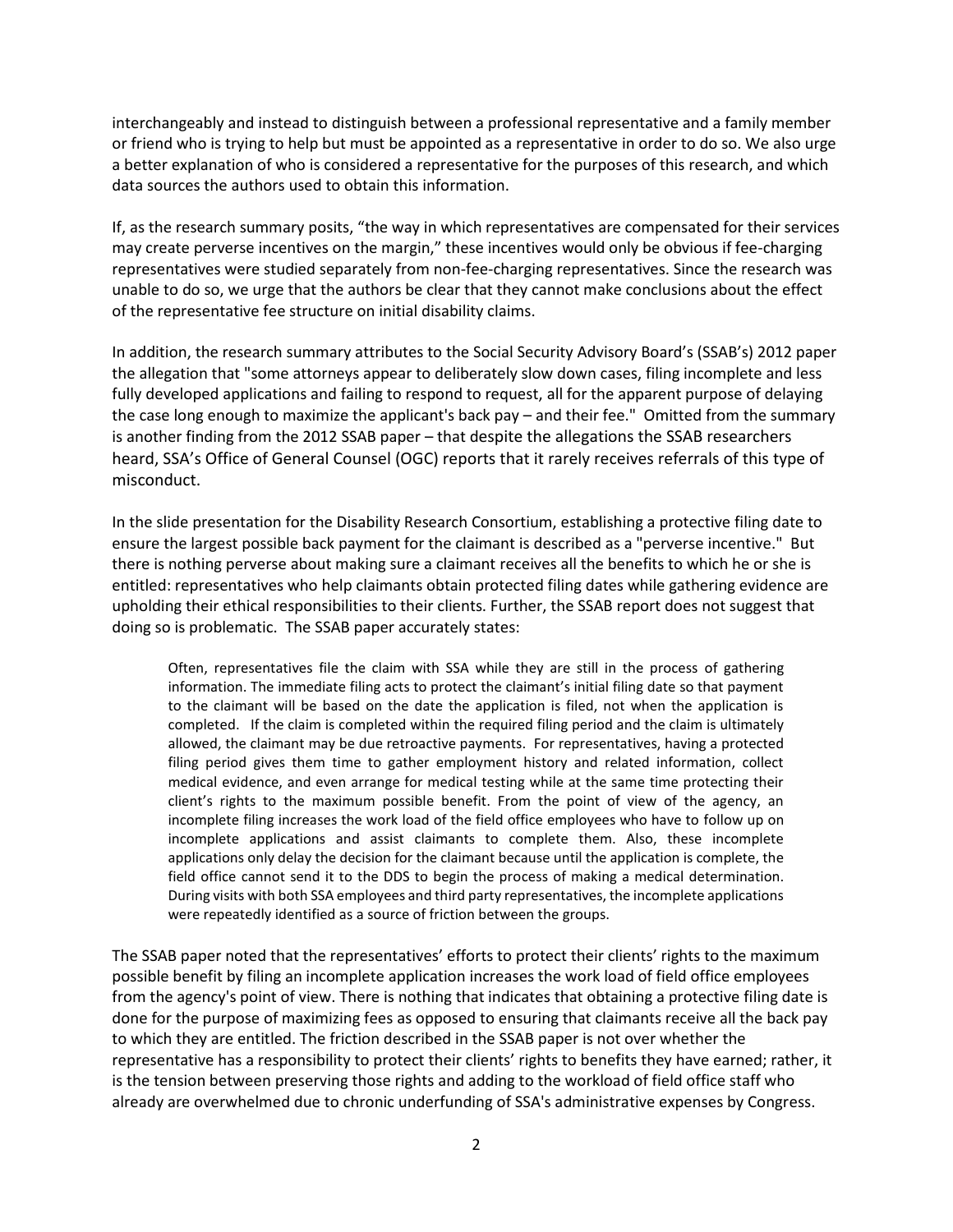interchangeably and instead to distinguish between a professional representative and a family member or friend who is trying to help but must be appointed as a representative in order to do so. We also urge a better explanation of who is considered a representative for the purposes of this research, and which data sources the authors used to obtain this information.

If, as the research summary posits, "the way in which representatives are compensated for their services may create perverse incentives on the margin," these incentives would only be obvious if fee-charging representatives were studied separately from non-fee-charging representatives. Since the research was unable to do so, we urge that the authors be clear that they cannot make conclusions about the effect of the representative fee structure on initial disability claims.

In addition, the research summary attributes to the Social Security Advisory Board's (SSAB's) 2012 paper the allegation that "some attorneys appear to deliberately slow down cases, filing incomplete and less fully developed applications and failing to respond to request, all for the apparent purpose of delaying the case long enough to maximize the applicant's back pay – and their fee." Omitted from the summary is another finding from the 2012 SSAB paper – that despite the allegations the SSAB researchers heard, SSA's Office of General Counsel (OGC) reports that it rarely receives referrals of this type of misconduct.

In the slide presentation for the Disability Research Consortium, establishing a protective filing date to ensure the largest possible back payment for the claimant is described as a "perverse incentive." But there is nothing perverse about making sure a claimant receives all the benefits to which he or she is entitled: representatives who help claimants obtain protected filing dates while gathering evidence are upholding their ethical responsibilities to their clients. Further, the SSAB report does not suggest that doing so is problematic. The SSAB paper accurately states:

> Often, representatives file the claim with SSA while they are still in the process of gathering information. The immediate filing acts to protect the claimant's initial filing date so that payment to the claimant will be based on the date the application is filed, not when the application is completed. If the claim is completed within the required filing period and the claim is ultimately allowed, the claimant may be due retroactive payments. For representatives, having a protected filing period gives them time to gather employment history and related information, collect medical evidence, and even arrange for medical testing while at the same time protecting their client's rights to the maximum possible benefit. From the point of view of the agency, an incomplete filing increases the work load of the field office employees who have to follow up on incomplete applications and assist claimants to complete them. Also, these incomplete applications only delay the decision for the claimant because until the application is complete, the field office cannot send it to the DDS to begin the process of making a medical determination. During visits with both SSA employees and third party representatives, the incomplete applications were repeatedly identified as a source of friction between the groups.

The SSAB paper noted that the representatives' efforts to protect their clients' rights to the maximum possible benefit by filing an incomplete application increases the work load of field office employees from the agency's point of view. There is nothing that indicates that obtaining a protective filing date is done for the purpose of maximizing fees as opposed to ensuring that claimants receive all the back pay to which they are entitled. The friction described in the SSAB paper is not over whether the representative has a responsibility to protect their clients' rights to benefits they have earned; rather, it is the tension between preserving those rights and adding to the workload of field office staff who already are overwhelmed due to chronic underfunding of SSA's administrative expenses by Congress.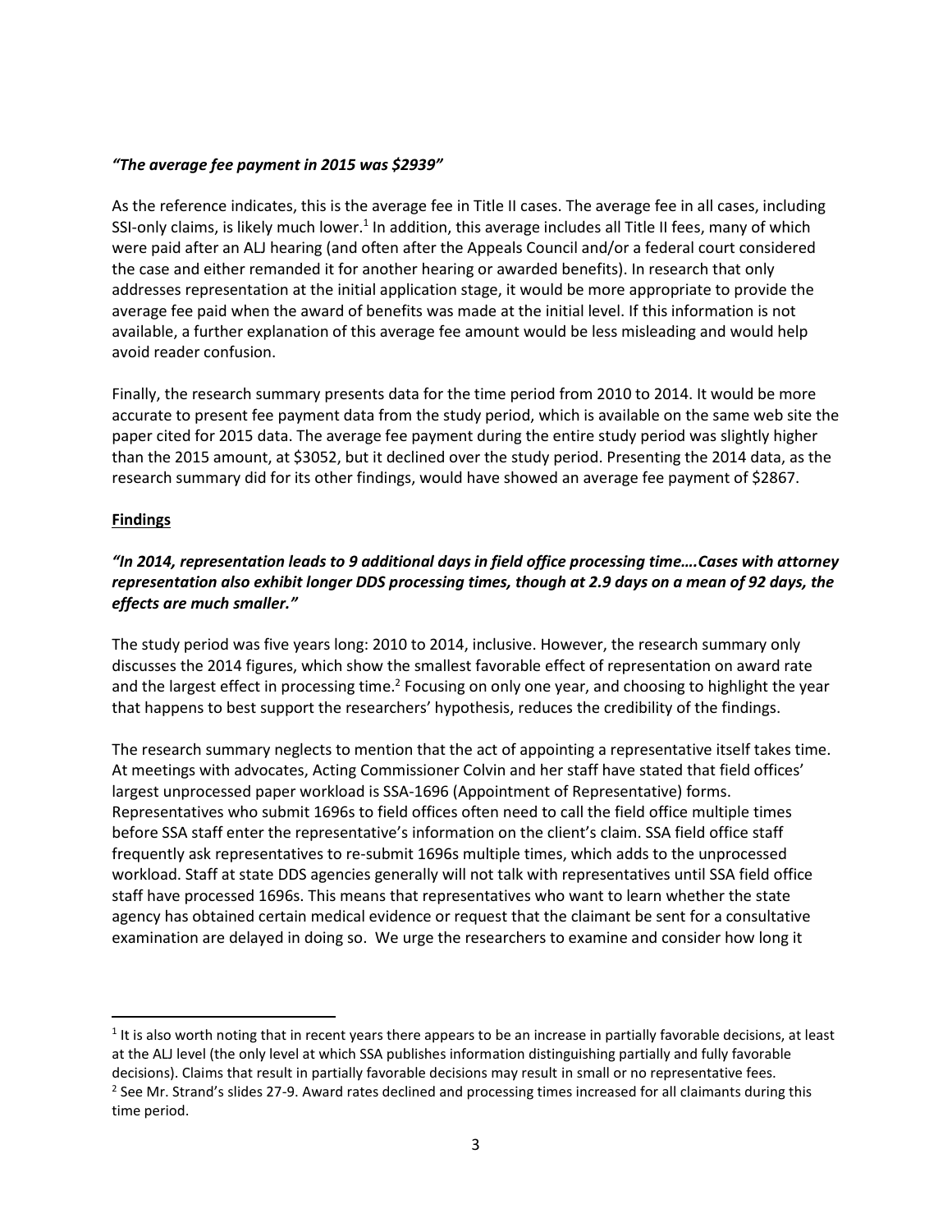*"The average fee payment in 2015 was $2939"*

As the reference indicates, this is the average fee in Title II cases. The average fee in all cases, including SSI-only claims, is likely much lower.[1] In addition, this average includes all Title II fees, many of which were paid after an ALJ hearing (and often after the Appeals Council and/or a federal court considered the case and either remanded it for another hearing or awarded benefits). In research that only addresses representation at the initial application stage, it would be more appropriate to provide the average fee paid when the award of benefits was made at the initial level. If this information is not available, a further explanation of this average fee amount would be less misleading and would help avoid reader confusion.

Finally, the research summary presents data for the time period from 2010 to 2014. It would be more accurate to present fee payment data from the study period, which is available on the same web site the paper cited for 2015 data. The average fee payment during the entire study period was slightly higher than the 2015 amount, at $3052, but it declined over the study period. Presenting the 2014 data, as the research summary did for its other findings, would have showed an average fee payment of $2867.

**Findings**

***"In 2014, representation leads to 9 additional days in field office processing time….Cases with attorney representation also exhibit longer DDS processing times, though at 2.9 days on a mean of 92 days, the effects are much smaller."***

The study period was five years long: 2010 to 2014, inclusive. However, the research summary only discusses the 2014 figures, which show the smallest favorable effect of representation on award rate and the largest effect in processing time.[2] Focusing on only one year, and choosing to highlight the year that happens to best support the researchers' hypothesis, reduces the credibility of the findings.

The research summary neglects to mention that the act of appointing a representative itself takes time. At meetings with advocates, Acting Commissioner Colvin and her staff have stated that field offices' largest unprocessed paper workload is SSA-1696 (Appointment of Representative) forms. Representatives who submit 1696s to field offices often need to call the field office multiple times before SSA staff enter the representative's information on the client's claim. SSA field office staff frequently ask representatives to re-submit 1696s multiple times, which adds to the unprocessed workload. Staff at state DDS agencies generally will not talk with representatives until SSA field office staff have processed 1696s. This means that representatives who want to learn whether the state agency has obtained certain medical evidence or request that the claimant be sent for a consultative examination are delayed in doing so. We urge the researchers to examine and consider how long it

---

[1] It is also worth noting that in recent years there appears to be an increase in partially favorable decisions, at least at the ALJ level (the only level at which SSA publishes information distinguishing partially and fully favorable decisions). Claims that result in partially favorable decisions may result in small or no representative fees.

[2] See Mr. Strand's slides 27-9. Award rates declined and processing times increased for all claimants during this time period.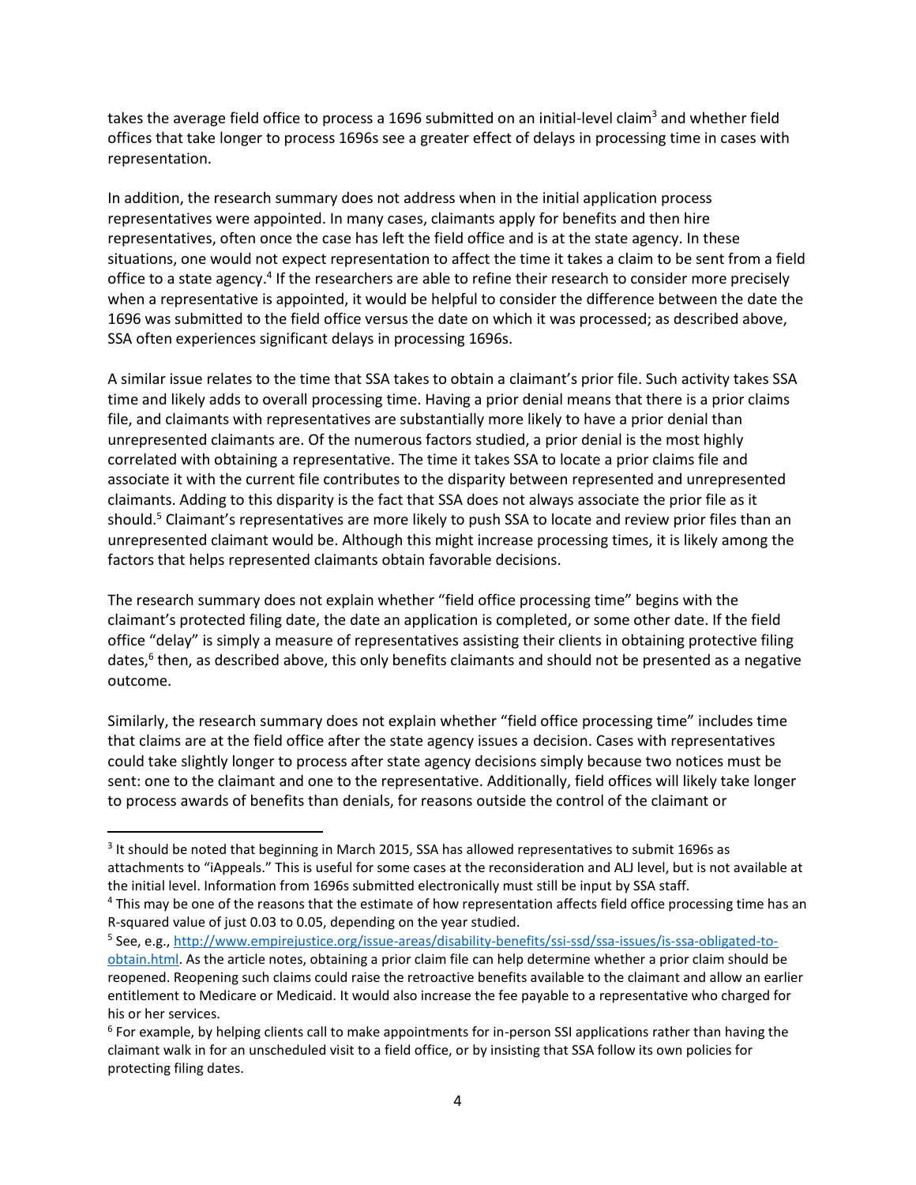takes the average field office to process a 1696 submitted on an initial-level claim[3] and whether field offices that take longer to process 1696s see a greater effect of delays in processing time in cases with representation.

In addition, the research summary does not address when in the initial application process representatives were appointed. In many cases, claimants apply for benefits and then hire representatives, often once the case has left the field office and is at the state agency. In these situations, one would not expect representation to affect the time it takes a claim to be sent from a field office to a state agency.[4] If the researchers are able to refine their research to consider more precisely when a representative is appointed, it would be helpful to consider the difference between the date the 1696 was submitted to the field office versus the date on which it was processed; as described above, SSA often experiences significant delays in processing 1696s.

A similar issue relates to the time that SSA takes to obtain a claimant's prior file. Such activity takes SSA time and likely adds to overall processing time. Having a prior denial means that there is a prior claims file, and claimants with representatives are substantially more likely to have a prior denial than unrepresented claimants are. Of the numerous factors studied, a prior denial is the most highly correlated with obtaining a representative. The time it takes SSA to locate a prior claims file and associate it with the current file contributes to the disparity between represented and unrepresented claimants. Adding to this disparity is the fact that SSA does not always associate the prior file as it should.[5] Claimant's representatives are more likely to push SSA to locate and review prior files than an unrepresented claimant would be. Although this might increase processing times, it is likely among the factors that helps represented claimants obtain favorable decisions.

The research summary does not explain whether "field office processing time" begins with the claimant's protected filing date, the date an application is completed, or some other date. If the field office "delay" is simply a measure of representatives assisting their clients in obtaining protective filing dates,[6] then, as described above, this only benefits claimants and should not be presented as a negative outcome.

Similarly, the research summary does not explain whether "field office processing time" includes time that claims are at the field office after the state agency issues a decision. Cases with representatives could take slightly longer to process after state agency decisions simply because two notices must be sent: one to the claimant and one to the representative. Additionally, field offices will likely take longer to process awards of benefits than denials, for reasons outside the control of the claimant or

---

[3] It should be noted that beginning in March 2015, SSA has allowed representatives to submit 1696s as attachments to "iAppeals." This is useful for some cases at the reconsideration and ALJ level, but is not available at the initial level. Information from 1696s submitted electronically must still be input by SSA staff.

[4] This may be one of the reasons that the estimate of how representation affects field office processing time has an R-squared value of just 0.03 to 0.05, depending on the year studied.

[5] See, e.g., http://www.empirejustice.org/issue-areas/disability-benefits/ssi-ssd/ssa-issues/is-ssa-obligated-to-obtain.html. As the article notes, obtaining a prior claim file can help determine whether a prior claim should be reopened. Reopening such claims could raise the retroactive benefits available to the claimant and allow an earlier entitlement to Medicare or Medicaid. It would also increase the fee payable to a representative who charged for his or her services.

[6] For example, by helping clients call to make appointments for in-person SSI applications rather than having the claimant walk in for an unscheduled visit to a field office, or by insisting that SSA follow its own policies for protecting filing dates.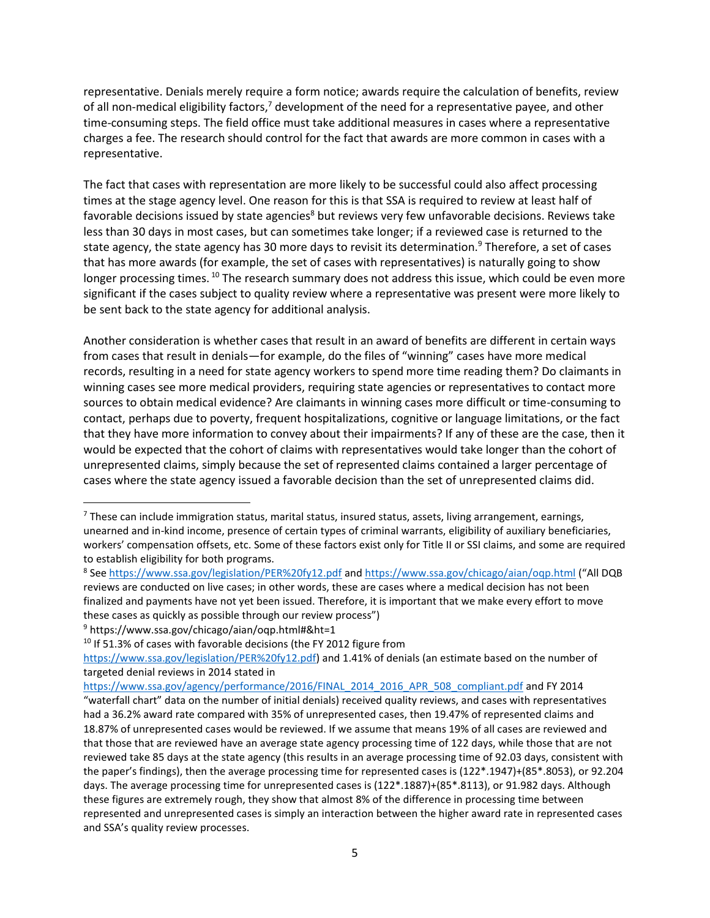representative. Denials merely require a form notice; awards require the calculation of benefits, review of all non-medical eligibility factors,[7] development of the need for a representative payee, and other time-consuming steps. The field office must take additional measures in cases where a representative charges a fee. The research should control for the fact that awards are more common in cases with a representative.

The fact that cases with representation are more likely to be successful could also affect processing times at the stage agency level. One reason for this is that SSA is required to review at least half of favorable decisions issued by state agencies[8] but reviews very few unfavorable decisions. Reviews take less than 30 days in most cases, but can sometimes take longer; if a reviewed case is returned to the state agency, the state agency has 30 more days to revisit its determination.[9] Therefore, a set of cases that has more awards (for example, the set of cases with representatives) is naturally going to show longer processing times.[10] The research summary does not address this issue, which could be even more significant if the cases subject to quality review where a representative was present were more likely to be sent back to the state agency for additional analysis.

Another consideration is whether cases that result in an award of benefits are different in certain ways from cases that result in denials—for example, do the files of "winning" cases have more medical records, resulting in a need for state agency workers to spend more time reading them? Do claimants in winning cases see more medical providers, requiring state agencies or representatives to contact more sources to obtain medical evidence? Are claimants in winning cases more difficult or time-consuming to contact, perhaps due to poverty, frequent hospitalizations, cognitive or language limitations, or the fact that they have more information to convey about their impairments? If any of these are the case, then it would be expected that the cohort of claims with representatives would take longer than the cohort of unrepresented claims, simply because the set of represented claims contained a larger percentage of cases where the state agency issued a favorable decision than the set of unrepresented claims did.

---

[7] These can include immigration status, marital status, insured status, assets, living arrangement, earnings, unearned and in-kind income, presence of certain types of criminal warrants, eligibility of auxiliary beneficiaries, workers' compensation offsets, etc. Some of these factors exist only for Title II or SSI claims, and some are required to establish eligibility for both programs.

[8] See https://www.ssa.gov/legislation/PER%20fy12.pdf and https://www.ssa.gov/chicago/aian/oqp.html ("All DQB reviews are conducted on live cases; in other words, these are cases where a medical decision has not been finalized and payments have not yet been issued. Therefore, it is important that we make every effort to move these cases as quickly as possible through our review process")

[9] https://www.ssa.gov/chicago/aian/oqp.html#&ht=1

[10] If 51.3% of cases with favorable decisions (the FY 2012 figure from https://www.ssa.gov/legislation/PER%20fy12.pdf) and 1.41% of denials (an estimate based on the number of targeted denial reviews in 2014 stated in https://www.ssa.gov/agency/performance/2016/FINAL_2014_2016_APR_508_compliant.pdf and FY 2014 "waterfall chart" data on the number of initial denials) received quality reviews, and cases with representatives had a 36.2% award rate compared with 35% of unrepresented cases, then 19.47% of represented claims and 18.87% of unrepresented cases would be reviewed. If we assume that means 19% of all cases are reviewed and that those that are reviewed have an average state agency processing time of 122 days, while those that are not reviewed take 85 days at the state agency (this results in an average processing time of 92.03 days, consistent with the paper's findings), then the average processing time for represented cases is (122*.1947)+(85*.8053), or 92.204 days. The average processing time for unrepresented cases is (122*.1887)+(85*.8113), or 91.982 days. Although these figures are extremely rough, they show that almost 8% of the difference in processing time between represented and unrepresented cases is simply an interaction between the higher award rate in represented cases and SSA's quality review processes.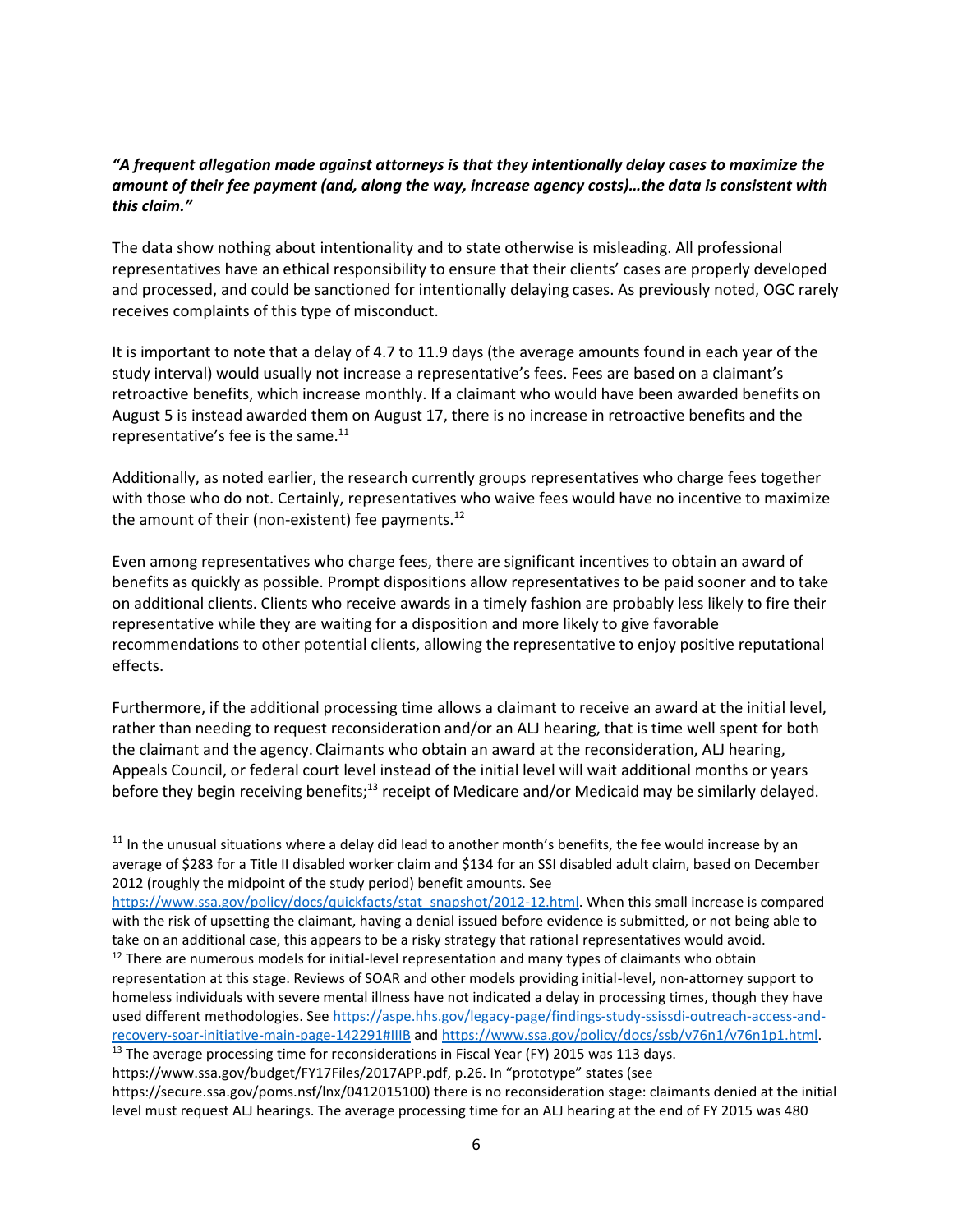***"A frequent allegation made against attorneys is that they intentionally delay cases to maximize the amount of their fee payment (and, along the way, increase agency costs)…the data is consistent with this claim."***

The data show nothing about intentionality and to state otherwise is misleading. All professional representatives have an ethical responsibility to ensure that their clients' cases are properly developed and processed, and could be sanctioned for intentionally delaying cases. As previously noted, OGC rarely receives complaints of this type of misconduct.

It is important to note that a delay of 4.7 to 11.9 days (the average amounts found in each year of the study interval) would usually not increase a representative's fees. Fees are based on a claimant's retroactive benefits, which increase monthly. If a claimant who would have been awarded benefits on August 5 is instead awarded them on August 17, there is no increase in retroactive benefits and the representative's fee is the same.[11]

Additionally, as noted earlier, the research currently groups representatives who charge fees together with those who do not. Certainly, representatives who waive fees would have no incentive to maximize the amount of their (non-existent) fee payments.[12]

Even among representatives who charge fees, there are significant incentives to obtain an award of benefits as quickly as possible. Prompt dispositions allow representatives to be paid sooner and to take on additional clients. Clients who receive awards in a timely fashion are probably less likely to fire their representative while they are waiting for a disposition and more likely to give favorable recommendations to other potential clients, allowing the representative to enjoy positive reputational effects.

Furthermore, if the additional processing time allows a claimant to receive an award at the initial level, rather than needing to request reconsideration and/or an ALJ hearing, that is time well spent for both the claimant and the agency. Claimants who obtain an award at the reconsideration, ALJ hearing, Appeals Council, or federal court level instead of the initial level will wait additional months or years before they begin receiving benefits;[13] receipt of Medicare and/or Medicaid may be similarly delayed.

---

[11] In the unusual situations where a delay did lead to another month's benefits, the fee would increase by an average of $283 for a Title II disabled worker claim and $134 for an SSI disabled adult claim, based on December 2012 (roughly the midpoint of the study period) benefit amounts. See https://www.ssa.gov/policy/docs/quickfacts/stat_snapshot/2012-12.html. When this small increase is compared with the risk of upsetting the claimant, having a denial issued before evidence is submitted, or not being able to take on an additional case, this appears to be a risky strategy that rational representatives would avoid.

[12] There are numerous models for initial-level representation and many types of claimants who obtain representation at this stage. Reviews of SOAR and other models providing initial-level, non-attorney support to homeless individuals with severe mental illness have not indicated a delay in processing times, though they have used different methodologies. See https://aspe.hhs.gov/legacy-page/findings-study-ssissdi-outreach-access-and-recovery-soar-initiative-main-page-142291#IIIB and https://www.ssa.gov/policy/docs/ssb/v76n1/v76n1p1.html.

[13] The average processing time for reconsiderations in Fiscal Year (FY) 2015 was 113 days. https://www.ssa.gov/budget/FY17Files/2017APP.pdf, p.26. In "prototype" states (see https://secure.ssa.gov/poms.nsf/lnx/0412015100) there is no reconsideration stage: claimants denied at the initial level must request ALJ hearings. The average processing time for an ALJ hearing at the end of FY 2015 was 480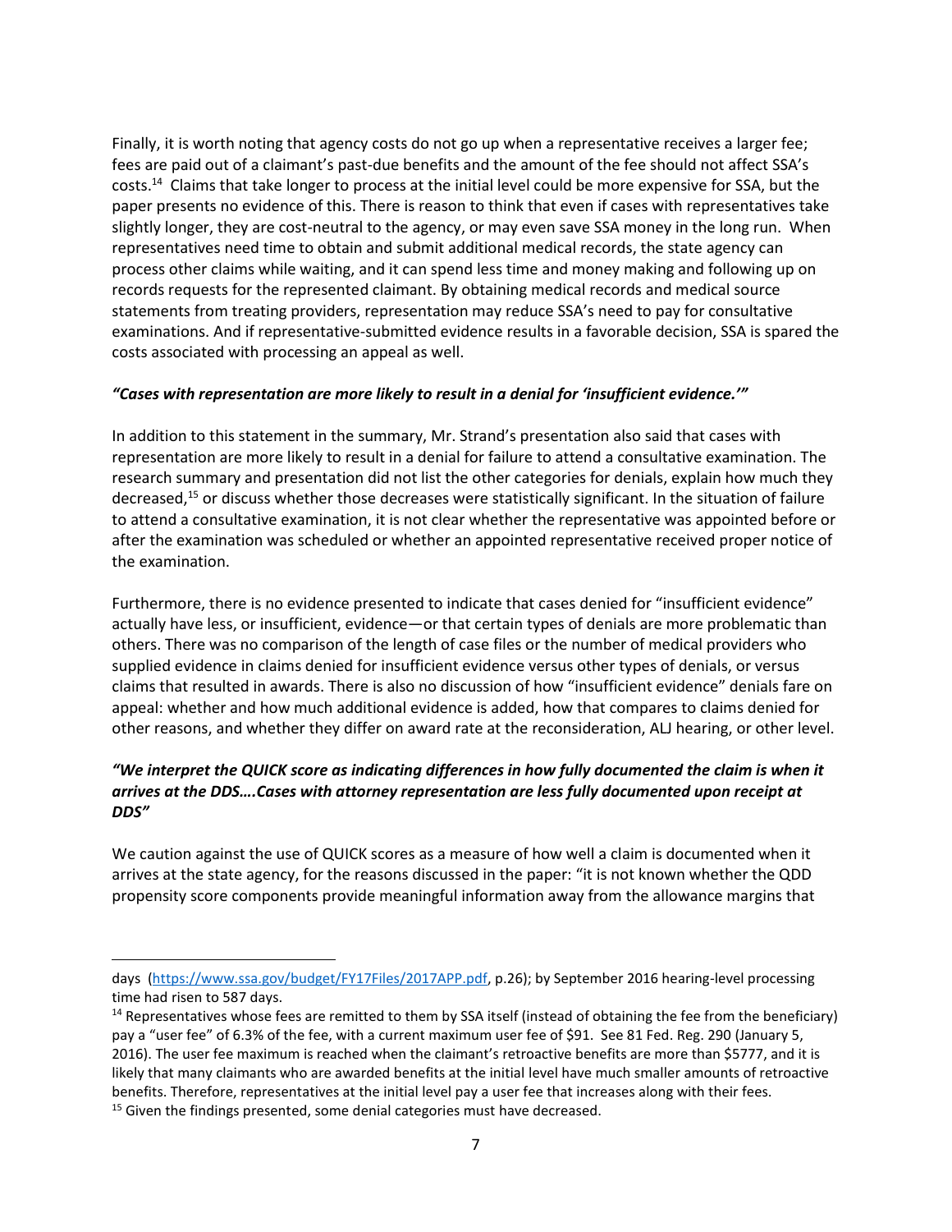Finally, it is worth noting that agency costs do not go up when a representative receives a larger fee; fees are paid out of a claimant's past-due benefits and the amount of the fee should not affect SSA's costs.[14] Claims that take longer to process at the initial level could be more expensive for SSA, but the paper presents no evidence of this. There is reason to think that even if cases with representatives take slightly longer, they are cost-neutral to the agency, or may even save SSA money in the long run. When representatives need time to obtain and submit additional medical records, the state agency can process other claims while waiting, and it can spend less time and money making and following up on records requests for the represented claimant. By obtaining medical records and medical source statements from treating providers, representation may reduce SSA's need to pay for consultative examinations. And if representative-submitted evidence results in a favorable decision, SSA is spared the costs associated with processing an appeal as well.

***"Cases with representation are more likely to result in a denial for 'insufficient evidence.'"***

In addition to this statement in the summary, Mr. Strand's presentation also said that cases with representation are more likely to result in a denial for failure to attend a consultative examination. The research summary and presentation did not list the other categories for denials, explain how much they decreased,[15] or discuss whether those decreases were statistically significant. In the situation of failure to attend a consultative examination, it is not clear whether the representative was appointed before or after the examination was scheduled or whether an appointed representative received proper notice of the examination.

Furthermore, there is no evidence presented to indicate that cases denied for "insufficient evidence" actually have less, or insufficient, evidence—or that certain types of denials are more problematic than others. There was no comparison of the length of case files or the number of medical providers who supplied evidence in claims denied for insufficient evidence versus other types of denials, or versus claims that resulted in awards. There is also no discussion of how "insufficient evidence" denials fare on appeal: whether and how much additional evidence is added, how that compares to claims denied for other reasons, and whether they differ on award rate at the reconsideration, ALJ hearing, or other level.

***"We interpret the QUICK score as indicating differences in how fully documented the claim is when it arrives at the DDS….Cases with attorney representation are less fully documented upon receipt at DDS"***

We caution against the use of QUICK scores as a measure of how well a claim is documented when it arrives at the state agency, for the reasons discussed in the paper: "it is not known whether the QDD propensity score components provide meaningful information away from the allowance margins that

---

days (https://www.ssa.gov/budget/FY17Files/2017APP.pdf, p.26); by September 2016 hearing-level processing time had risen to 587 days.

[14] Representatives whose fees are remitted to them by SSA itself (instead of obtaining the fee from the beneficiary) pay a "user fee" of 6.3% of the fee, with a current maximum user fee of $91. See 81 Fed. Reg. 290 (January 5, 2016). The user fee maximum is reached when the claimant's retroactive benefits are more than $5777, and it is likely that many claimants who are awarded benefits at the initial level have much smaller amounts of retroactive benefits. Therefore, representatives at the initial level pay a user fee that increases along with their fees.

[15] Given the findings presented, some denial categories must have decreased.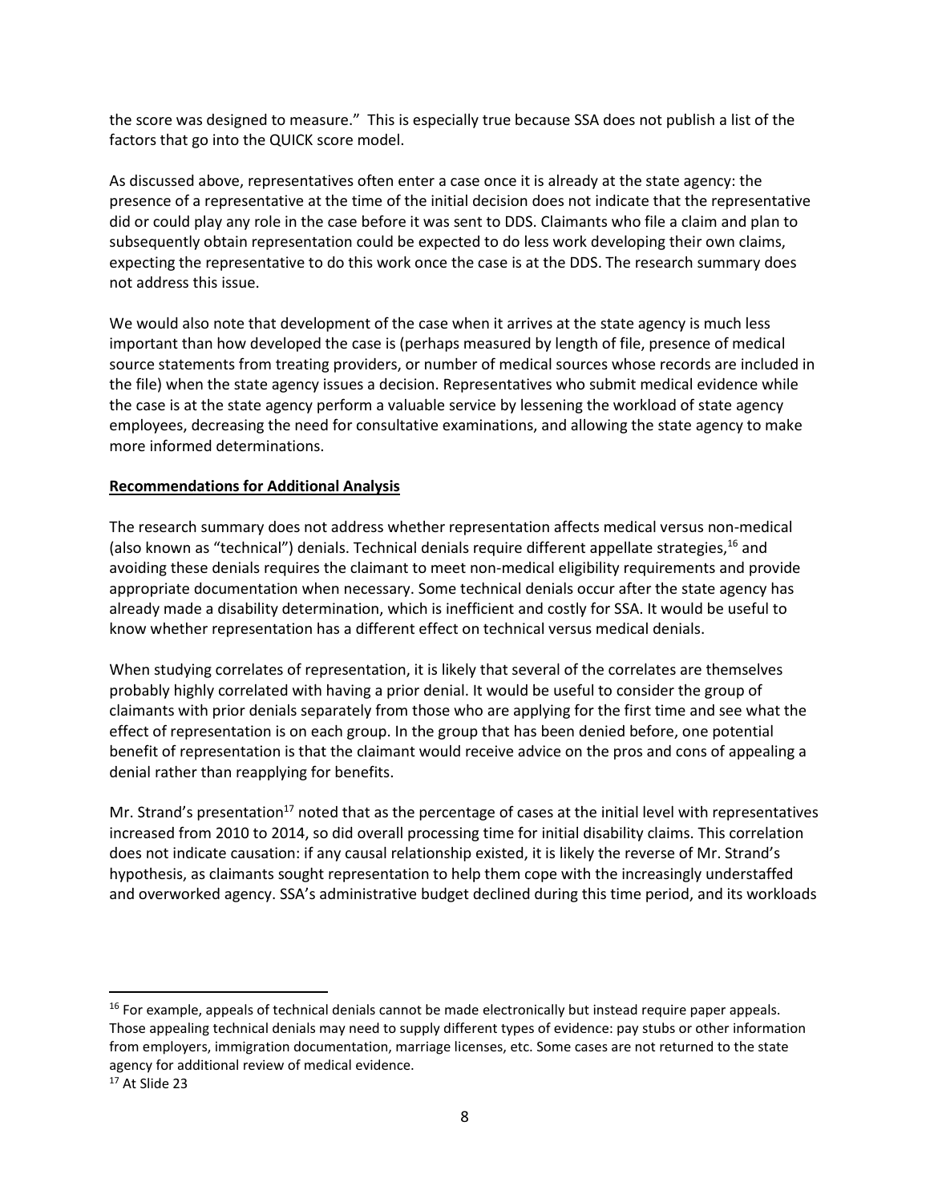the score was designed to measure." This is especially true because SSA does not publish a list of the factors that go into the QUICK score model.

As discussed above, representatives often enter a case once it is already at the state agency: the presence of a representative at the time of the initial decision does not indicate that the representative did or could play any role in the case before it was sent to DDS. Claimants who file a claim and plan to subsequently obtain representation could be expected to do less work developing their own claims, expecting the representative to do this work once the case is at the DDS. The research summary does not address this issue.

We would also note that development of the case when it arrives at the state agency is much less important than how developed the case is (perhaps measured by length of file, presence of medical source statements from treating providers, or number of medical sources whose records are included in the file) when the state agency issues a decision. Representatives who submit medical evidence while the case is at the state agency perform a valuable service by lessening the workload of state agency employees, decreasing the need for consultative examinations, and allowing the state agency to make more informed determinations.

**Recommendations for Additional Analysis**

The research summary does not address whether representation affects medical versus non-medical (also known as "technical") denials. Technical denials require different appellate strategies,[16] and avoiding these denials requires the claimant to meet non-medical eligibility requirements and provide appropriate documentation when necessary. Some technical denials occur after the state agency has already made a disability determination, which is inefficient and costly for SSA. It would be useful to know whether representation has a different effect on technical versus medical denials.

When studying correlates of representation, it is likely that several of the correlates are themselves probably highly correlated with having a prior denial. It would be useful to consider the group of claimants with prior denials separately from those who are applying for the first time and see what the effect of representation is on each group. In the group that has been denied before, one potential benefit of representation is that the claimant would receive advice on the pros and cons of appealing a denial rather than reapplying for benefits.

Mr. Strand's presentation[17] noted that as the percentage of cases at the initial level with representatives increased from 2010 to 2014, so did overall processing time for initial disability claims. This correlation does not indicate causation: if any causal relationship existed, it is likely the reverse of Mr. Strand's hypothesis, as claimants sought representation to help them cope with the increasingly understaffed and overworked agency. SSA's administrative budget declined during this time period, and its workloads

---

[16] For example, appeals of technical denials cannot be made electronically but instead require paper appeals. Those appealing technical denials may need to supply different types of evidence: pay stubs or other information from employers, immigration documentation, marriage licenses, etc. Some cases are not returned to the state agency for additional review of medical evidence.

[17] At Slide 23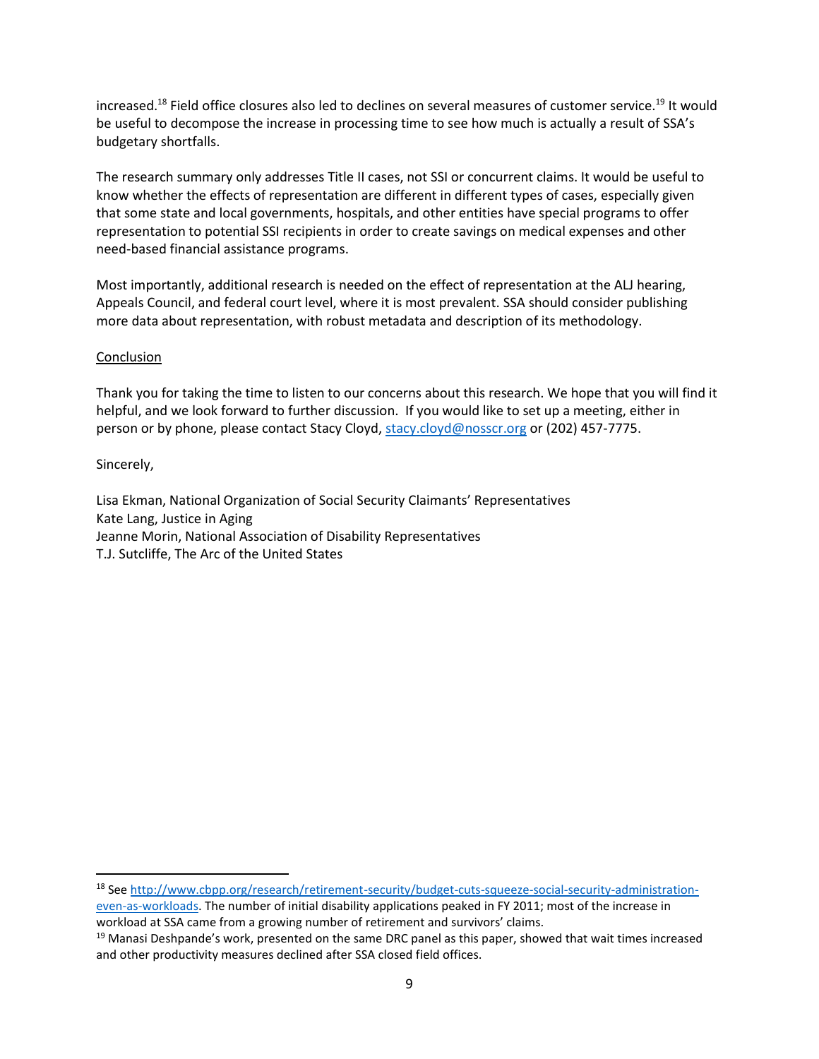increased.[18] Field office closures also led to declines on several measures of customer service.[19] It would be useful to decompose the increase in processing time to see how much is actually a result of SSA's budgetary shortfalls.

The research summary only addresses Title II cases, not SSI or concurrent claims. It would be useful to know whether the effects of representation are different in different types of cases, especially given that some state and local governments, hospitals, and other entities have special programs to offer representation to potential SSI recipients in order to create savings on medical expenses and other need-based financial assistance programs.

Most importantly, additional research is needed on the effect of representation at the ALJ hearing, Appeals Council, and federal court level, where it is most prevalent. SSA should consider publishing more data about representation, with robust metadata and description of its methodology.

## Conclusion

Thank you for taking the time to listen to our concerns about this research. We hope that you will find it helpful, and we look forward to further discussion. If you would like to set up a meeting, either in person or by phone, please contact Stacy Cloyd, stacy.cloyd@nosscr.org or (202) 457-7775.

Sincerely,

Lisa Ekman, National Organization of Social Security Claimants' Representatives
Kate Lang, Justice in Aging
Jeanne Morin, National Association of Disability Representatives
T.J. Sutcliffe, The Arc of the United States

---

[18] See http://www.cbpp.org/research/retirement-security/budget-cuts-squeeze-social-security-administration-even-as-workloads. The number of initial disability applications peaked in FY 2011; most of the increase in workload at SSA came from a growing number of retirement and survivors' claims.

[19] Manasi Deshpande's work, presented on the same DRC panel as this paper, showed that wait times increased and other productivity measures declined after SSA closed field offices.